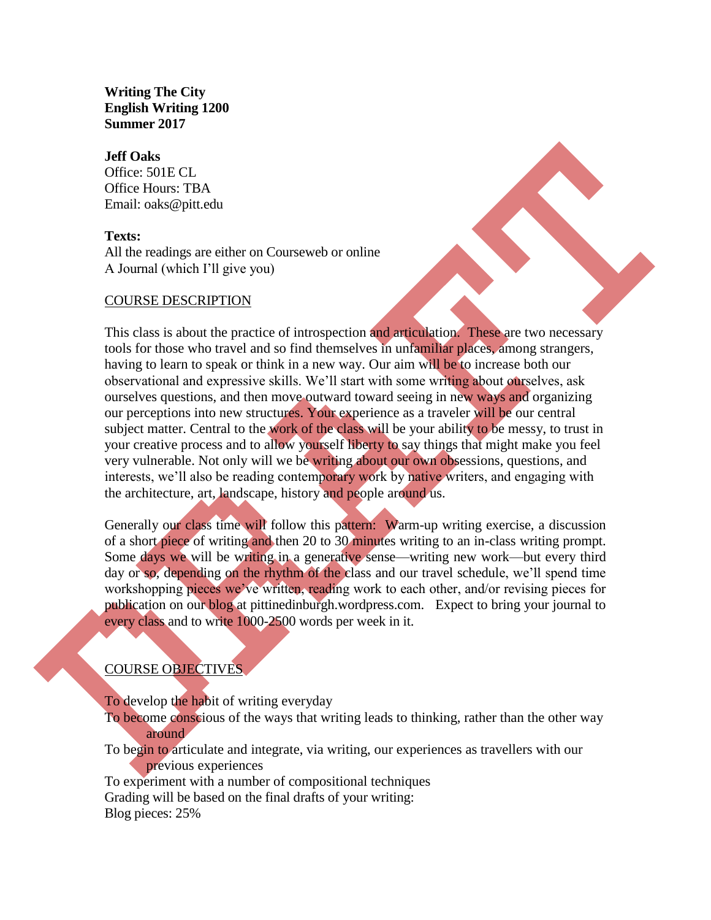**Writing The City**
**English Writing 1200**
**Summer 2017**

**Jeff Oaks**
Office: 501E CL
Office Hours: TBA
Email: oaks@pitt.edu

**Texts:**
All the readings are either on Courseweb or online
A Journal (which I'll give you)

## COURSE DESCRIPTION

This class is about the practice of introspection and articulation. These are two necessary tools for those who travel and so find themselves in unfamiliar places, among strangers, having to learn to speak or think in a new way. Our aim will be to increase both our observational and expressive skills. We'll start with some writing about ourselves, ask ourselves questions, and then move outward toward seeing in new ways and organizing our perceptions into new structures. Your experience as a traveler will be our central subject matter. Central to the work of the class will be your ability to be messy, to trust in your creative process and to allow yourself liberty to say things that might make you feel very vulnerable. Not only will we be writing about our own obsessions, questions, and interests, we'll also be reading contemporary work by native writers, and engaging with the architecture, art, landscape, history and people around us.

Generally our class time will follow this pattern: Warm-up writing exercise, a discussion of a short piece of writing and then 20 to 30 minutes writing to an in-class writing prompt. Some days we will be writing in a generative sense—writing new work—but every third day or so, depending on the rhythm of the class and our travel schedule, we'll spend time workshopping pieces we've written, reading work to each other, and/or revising pieces for publication on our blog at pittinedinburgh.wordpress.com. Expect to bring your journal to every class and to write 1000-2500 words per week in it.

## COURSE OBJECTIVES

To develop the habit of writing everyday
To become conscious of the ways that writing leads to thinking, rather than the other way around
To begin to articulate and integrate, via writing, our experiences as travellers with our previous experiences
To experiment with a number of compositional techniques
Grading will be based on the final drafts of your writing:
Blog pieces: 25%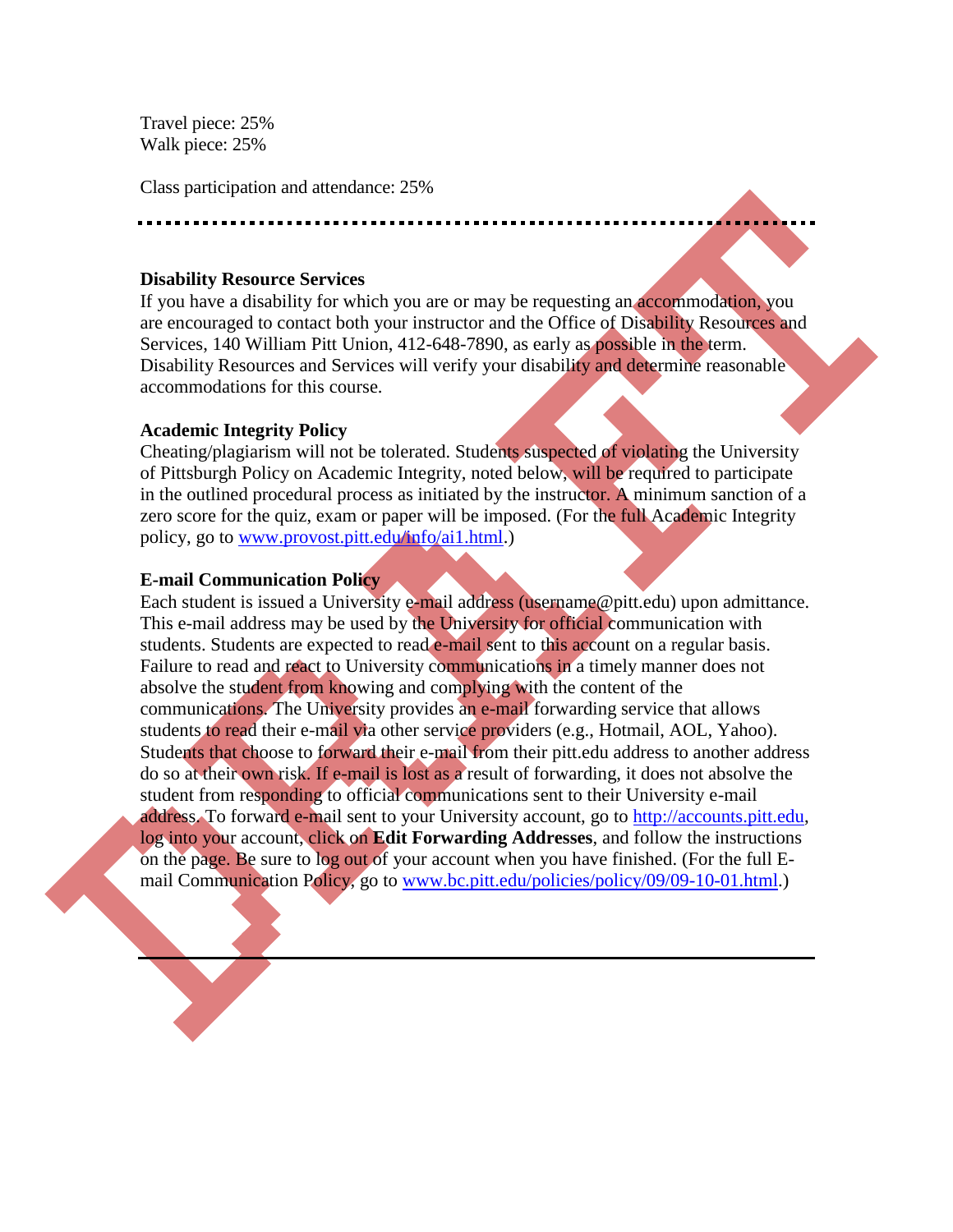Travel piece: 25%
Walk piece: 25%

Class participation and attendance: 25%

---

**Disability Resource Services**
If you have a disability for which you are or may be requesting an accommodation, you are encouraged to contact both your instructor and the Office of Disability Resources and Services, 140 William Pitt Union, 412-648-7890, as early as possible in the term. Disability Resources and Services will verify your disability and determine reasonable accommodations for this course.

**Academic Integrity Policy**
Cheating/plagiarism will not be tolerated. Students suspected of violating the University of Pittsburgh Policy on Academic Integrity, noted below, will be required to participate in the outlined procedural process as initiated by the instructor. A minimum sanction of a zero score for the quiz, exam or paper will be imposed. (For the full Academic Integrity policy, go to www.provost.pitt.edu/info/ai1.html.)

**E-mail Communication Policy**
Each student is issued a University e-mail address (username@pitt.edu) upon admittance. This e-mail address may be used by the University for official communication with students. Students are expected to read e-mail sent to this account on a regular basis. Failure to read and react to University communications in a timely manner does not absolve the student from knowing and complying with the content of the communications. The University provides an e-mail forwarding service that allows students to read their e-mail via other service providers (e.g., Hotmail, AOL, Yahoo). Students that choose to forward their e-mail from their pitt.edu address to another address do so at their own risk. If e-mail is lost as a result of forwarding, it does not absolve the student from responding to official communications sent to their University e-mail address. To forward e-mail sent to your University account, go to http://accounts.pitt.edu, log into your account, click on **Edit Forwarding Addresses**, and follow the instructions on the page. Be sure to log out of your account when you have finished. (For the full E-mail Communication Policy, go to www.bc.pitt.edu/policies/policy/09/09-10-01.html.)

---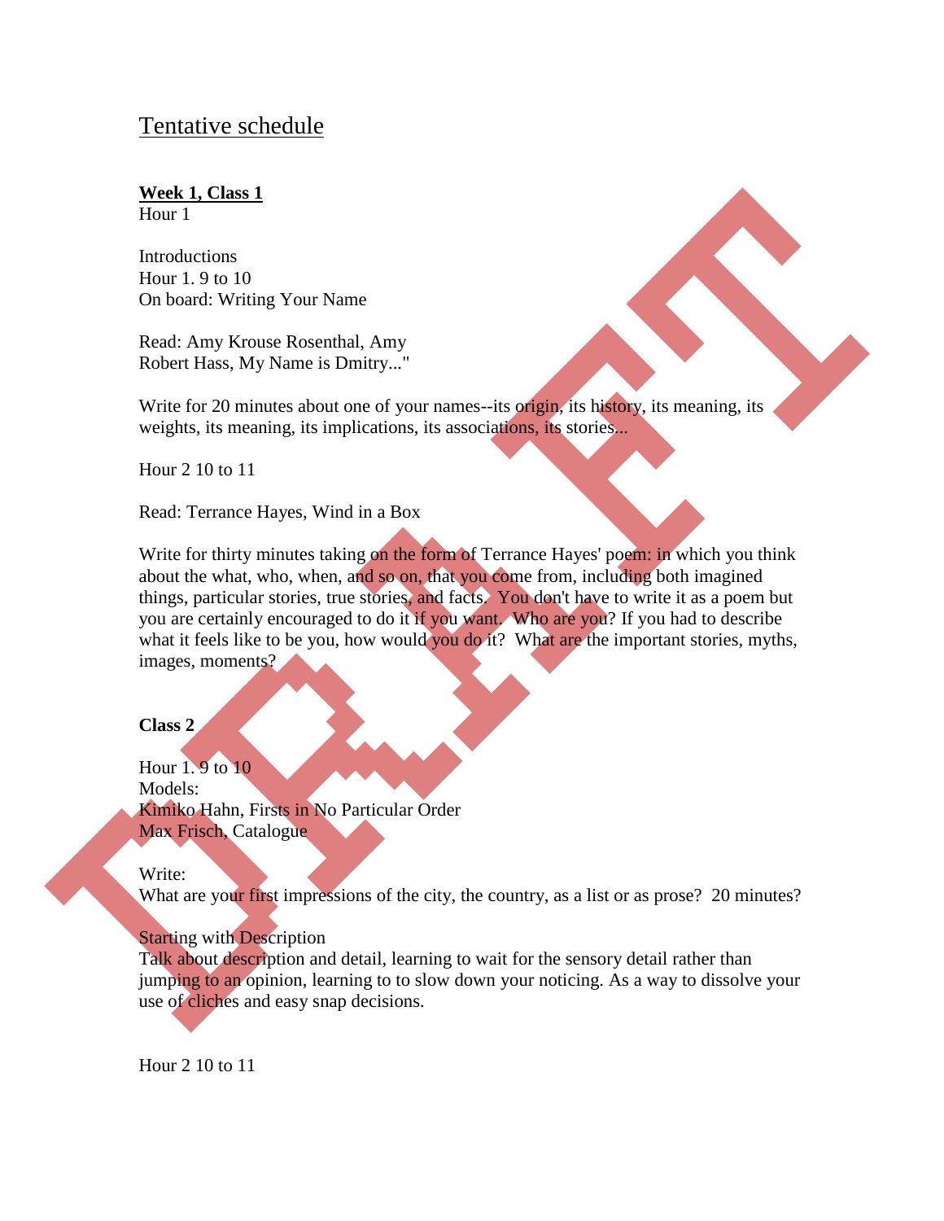## Tentative schedule

**Week 1, Class 1**
Hour 1

Introductions
Hour 1. 9 to 10
On board: Writing Your Name

Read: Amy Krouse Rosenthal, Amy
Robert Hass, My Name is Dmitry..."

Write for 20 minutes about one of your names--its origin, its history, its meaning, its weights, its meaning, its implications, its associations, its stories...

Hour 2 10 to 11

Read: Terrance Hayes, Wind in a Box

Write for thirty minutes taking on the form of Terrance Hayes' poem: in which you think about the what, who, when, and so on, that you come from, including both imagined things, particular stories, true stories, and facts. You don't have to write it as a poem but you are certainly encouraged to do it if you want. Who are you? If you had to describe what it feels like to be you, how would you do it? What are the important stories, myths, images, moments?

**Class 2**

Hour 1. 9 to 10
Models:
Kimiko Hahn, Firsts in No Particular Order
Max Frisch, Catalogue

Write:
What are your first impressions of the city, the country, as a list or as prose? 20 minutes?

Starting with Description
Talk about description and detail, learning to wait for the sensory detail rather than jumping to an opinion, learning to to slow down your noticing. As a way to dissolve your use of cliches and easy snap decisions.

Hour 2 10 to 11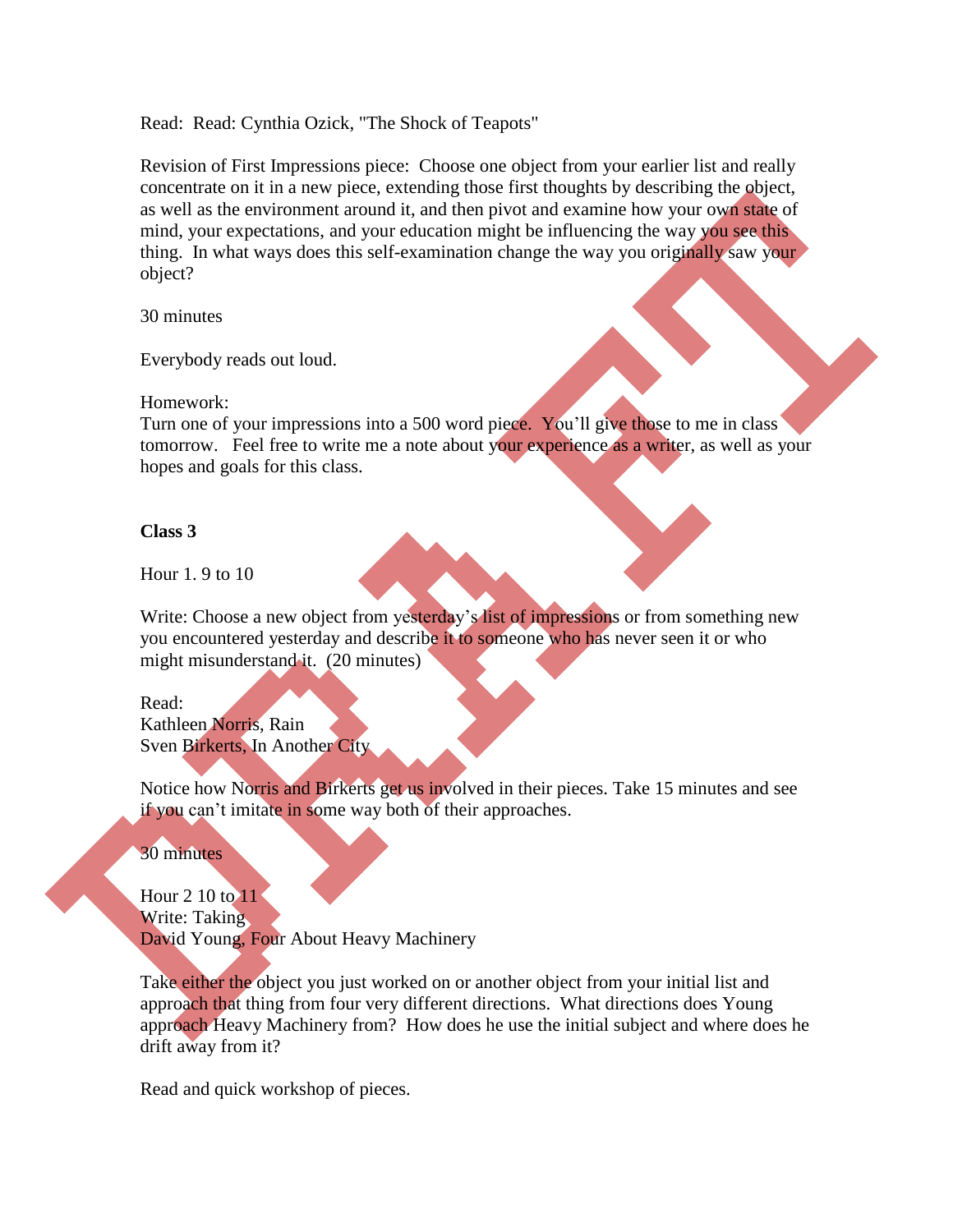Read: Read: Cynthia Ozick, "The Shock of Teapots"

Revision of First Impressions piece: Choose one object from your earlier list and really concentrate on it in a new piece, extending those first thoughts by describing the object, as well as the environment around it, and then pivot and examine how your own state of mind, your expectations, and your education might be influencing the way you see this thing. In what ways does this self-examination change the way you originally saw your object?

30 minutes

Everybody reads out loud.

Homework:
Turn one of your impressions into a 500 word piece. You'll give those to me in class tomorrow. Feel free to write me a note about your experience as a writer, as well as your hopes and goals for this class.

**Class 3**

Hour 1. 9 to 10

Write: Choose a new object from yesterday's list of impressions or from something new you encountered yesterday and describe it to someone who has never seen it or who might misunderstand it. (20 minutes)

Read:
Kathleen Norris, Rain
Sven Birkerts, In Another City

Notice how Norris and Birkerts get us involved in their pieces. Take 15 minutes and see if you can't imitate in some way both of their approaches.

30 minutes

Hour 2 10 to 11
Write: Taking
David Young, Four About Heavy Machinery

Take either the object you just worked on or another object from your initial list and approach that thing from four very different directions. What directions does Young approach Heavy Machinery from? How does he use the initial subject and where does he drift away from it?

Read and quick workshop of pieces.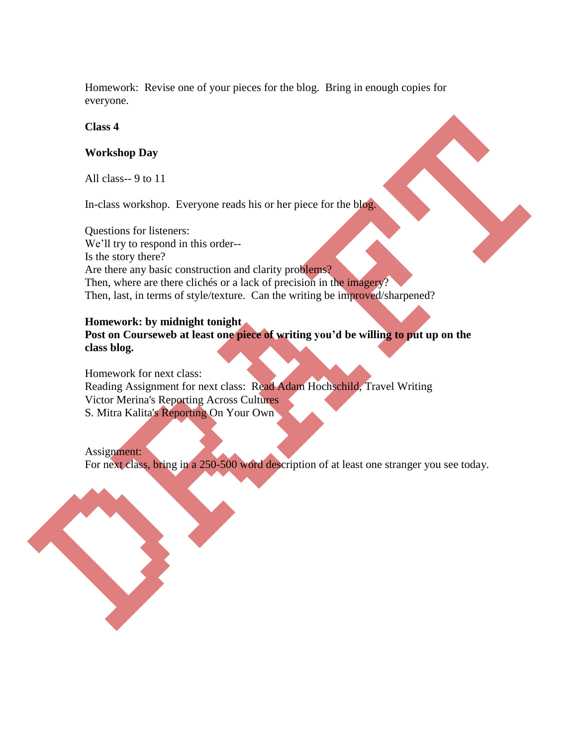Homework: Revise one of your pieces for the blog. Bring in enough copies for everyone.

**Class 4**

**Workshop Day**

All class-- 9 to 11

In-class workshop. Everyone reads his or her piece for the blog.

Questions for listeners:
We'll try to respond in this order--
Is the story there?
Are there any basic construction and clarity problems?
Then, where are there clichés or a lack of precision in the imagery?
Then, last, in terms of style/texture. Can the writing be improved/sharpened?

**Homework: by midnight tonight**
**Post on Courseweb at least one piece of writing you'd be willing to put up on the class blog.**

Homework for next class:
Reading Assignment for next class: Read Adam Hochschild, Travel Writing
Victor Merina's Reporting Across Cultures
S. Mitra Kalita's Reporting On Your Own

Assignment:
For next class, bring in a 250-500 word description of at least one stranger you see today.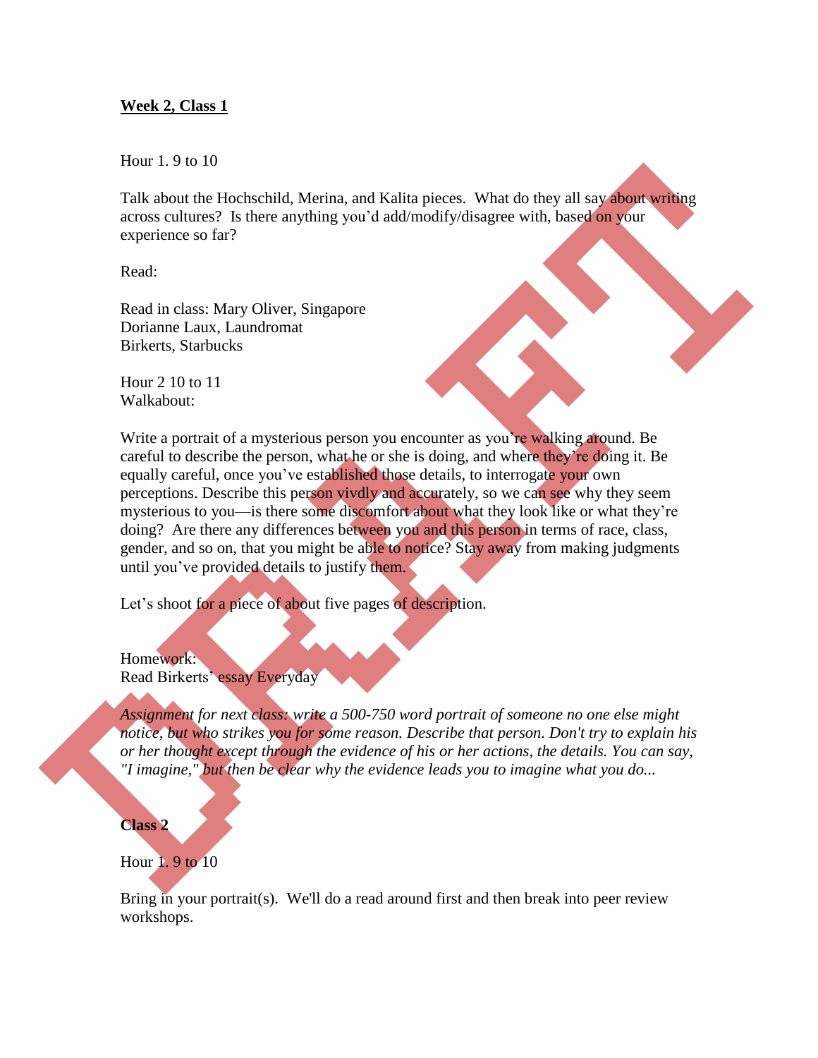**Week 2, Class 1**

Hour 1. 9 to 10

Talk about the Hochschild, Merina, and Kalita pieces. What do they all say about writing across cultures? Is there anything you'd add/modify/disagree with, based on your experience so far?

Read:

Read in class: Mary Oliver, Singapore
Dorianne Laux, Laundromat
Birkerts, Starbucks

Hour 2 10 to 11
Walkabout:

Write a portrait of a mysterious person you encounter as you're walking around. Be careful to describe the person, what he or she is doing, and where they're doing it. Be equally careful, once you've established those details, to interrogate your own perceptions. Describe this person vivdly and accurately, so we can see why they seem mysterious to you—is there some discomfort about what they look like or what they're doing? Are there any differences between you and this person in terms of race, class, gender, and so on, that you might be able to notice? Stay away from making judgments until you've provided details to justify them.

Let's shoot for a piece of about five pages of description.

Homework:
Read Birkerts' essay Everyday

*Assignment for next class: write a 500-750 word portrait of someone no one else might notice, but who strikes you for some reason. Describe that person. Don't try to explain his or her thought except through the evidence of his or her actions, the details. You can say, "I imagine," but then be clear why the evidence leads you to imagine what you do...*

**Class 2**

Hour 1. 9 to 10

Bring in your portrait(s). We'll do a read around first and then break into peer review workshops.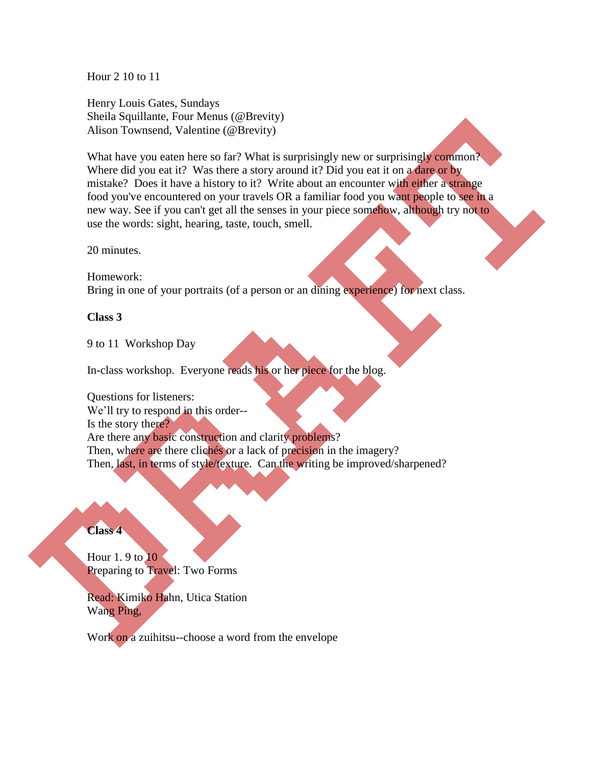Hour 2 10 to 11

Henry Louis Gates, Sundays
Sheila Squillante, Four Menus (@Brevity)
Alison Townsend, Valentine (@Brevity)

What have you eaten here so far? What is surprisingly new or surprisingly common? Where did you eat it? Was there a story around it? Did you eat it on a dare or by mistake? Does it have a history to it? Write about an encounter with either a strange food you've encountered on your travels OR a familiar food you want people to see in a new way. See if you can't get all the senses in your piece somehow, although try not to use the words: sight, hearing, taste, touch, smell.

20 minutes.

Homework:
Bring in one of your portraits (of a person or an dining experience) for next class.

**Class 3**

9 to 11 Workshop Day

In-class workshop. Everyone reads his or her piece for the blog.

Questions for listeners:
We'll try to respond in this order--
Is the story there?
Are there any basic construction and clarity problems?
Then, where are there clichés or a lack of precision in the imagery?
Then, last, in terms of style/texture. Can the writing be improved/sharpened?

**Class 4**

Hour 1. 9 to 10
Preparing to Travel: Two Forms

Read: Kimiko Hahn, Utica Station
Wang Ping,

Work on a zuihitsu--choose a word from the envelope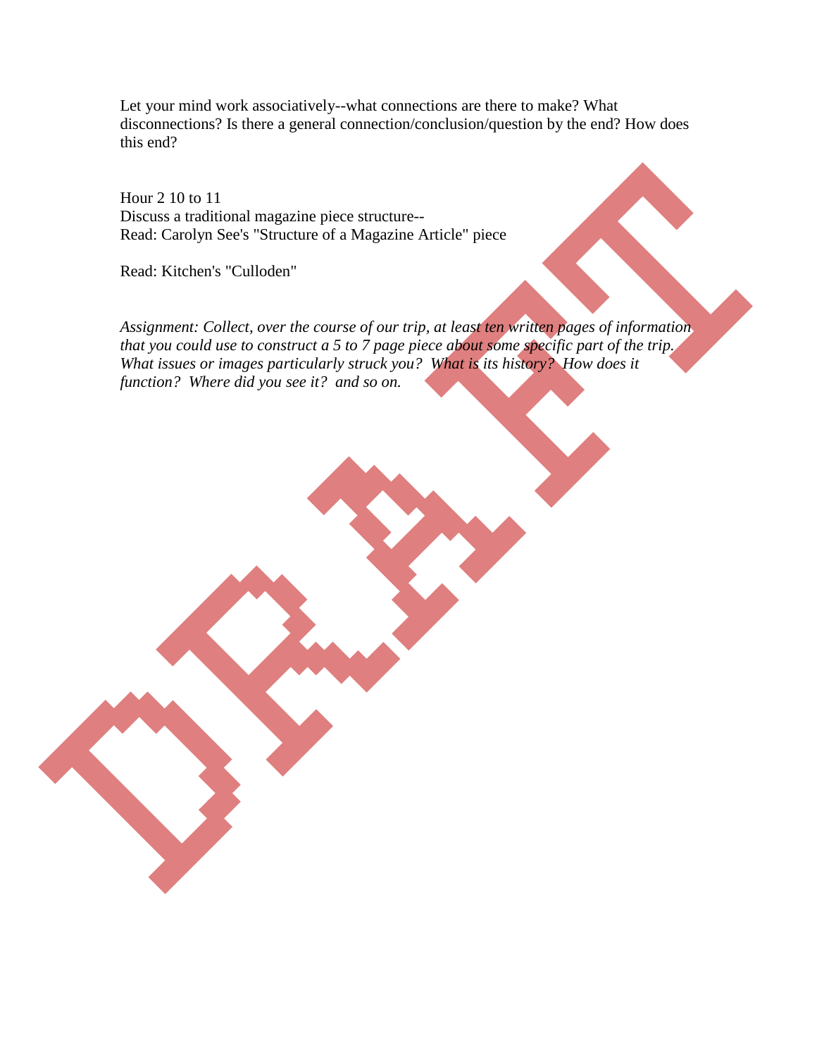Let your mind work associatively--what connections are there to make? What disconnections? Is there a general connection/conclusion/question by the end? How does this end?

Hour 2 10 to 11
Discuss a traditional magazine piece structure--
Read: Carolyn See's "Structure of a Magazine Article" piece

Read: Kitchen's "Culloden"

*Assignment: Collect, over the course of our trip, at least ten written pages of information that you could use to construct a 5 to 7 page piece about some specific part of the trip. What issues or images particularly struck you? What is its history? How does it function? Where did you see it? and so on.*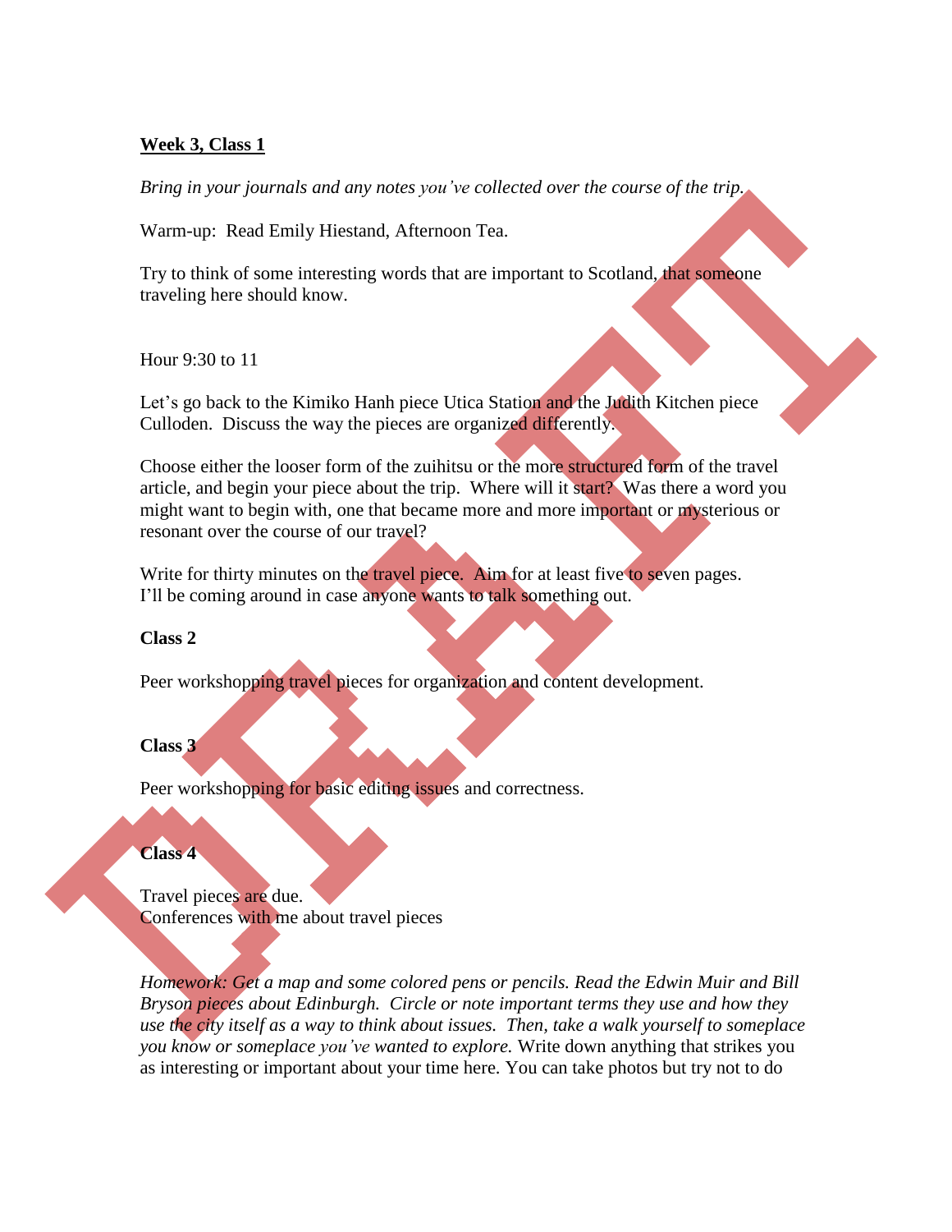**<u>Week 3, Class 1</u>**

*Bring in your journals and any notes you've collected over the course of the trip.*

Warm-up: Read Emily Hiestand, Afternoon Tea.

Try to think of some interesting words that are important to Scotland, that someone traveling here should know.

Hour 9:30 to 11

Let's go back to the Kimiko Hanh piece Utica Station and the Judith Kitchen piece Culloden. Discuss the way the pieces are organized differently.

Choose either the looser form of the zuihitsu or the more structured form of the travel article, and begin your piece about the trip. Where will it start? Was there a word you might want to begin with, one that became more and more important or mysterious or resonant over the course of our travel?

Write for thirty minutes on the travel piece. Aim for at least five to seven pages. I'll be coming around in case anyone wants to talk something out.

**Class 2**

Peer workshopping travel pieces for organization and content development.

**Class 3**

Peer workshopping for basic editing issues and correctness.

**Class 4**

Travel pieces are due.
Conferences with me about travel pieces

*Homework: Get a map and some colored pens or pencils. Read the Edwin Muir and Bill Bryson pieces about Edinburgh. Circle or note important terms they use and how they use the city itself as a way to think about issues. Then, take a walk yourself to someplace you know or someplace you've wanted to explore.* Write down anything that strikes you as interesting or important about your time here. You can take photos but try not to do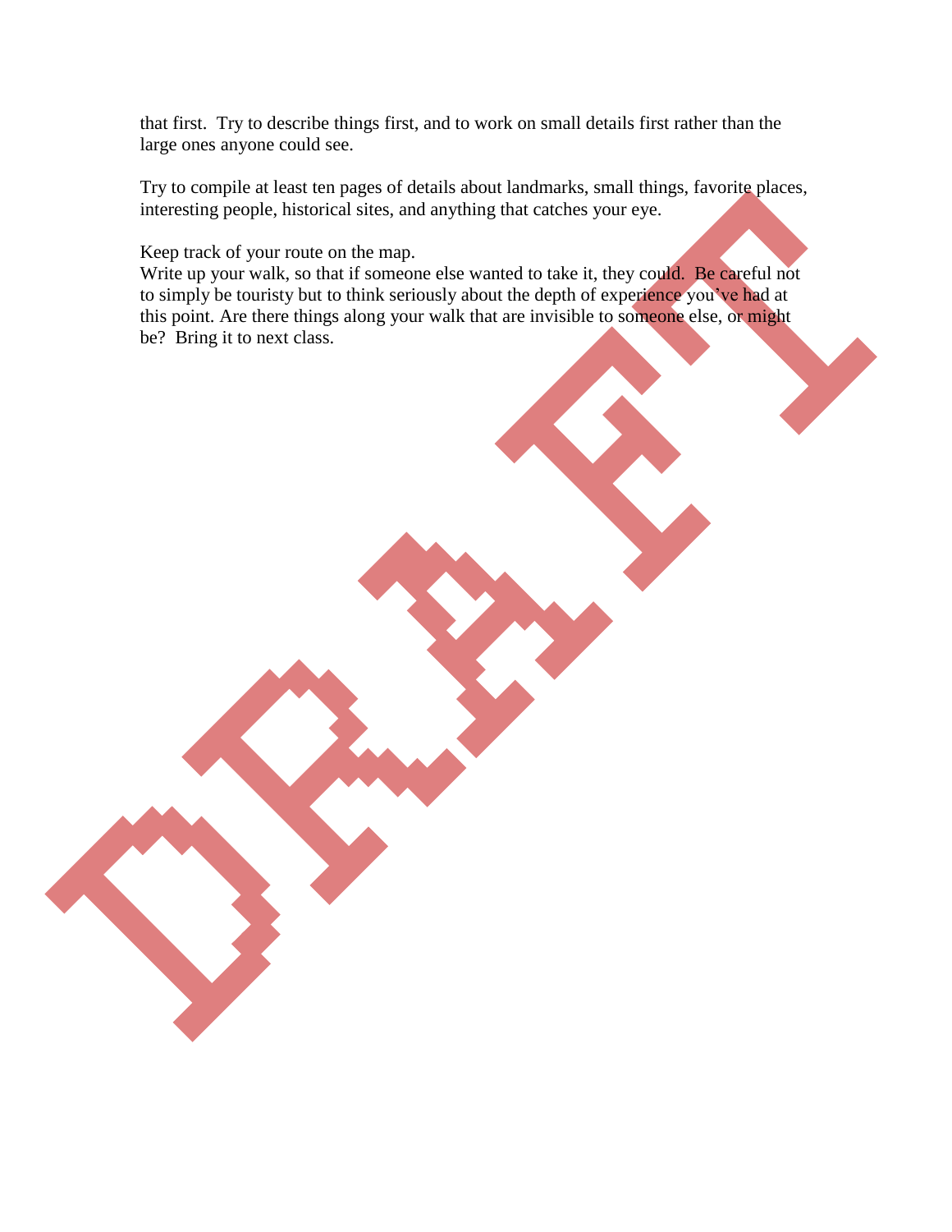that first. Try to describe things first, and to work on small details first rather than the large ones anyone could see.

Try to compile at least ten pages of details about landmarks, small things, favorite places, interesting people, historical sites, and anything that catches your eye.

Keep track of your route on the map.
Write up your walk, so that if someone else wanted to take it, they could. Be careful not to simply be touristy but to think seriously about the depth of experience you've had at this point. Are there things along your walk that are invisible to someone else, or might be? Bring it to next class.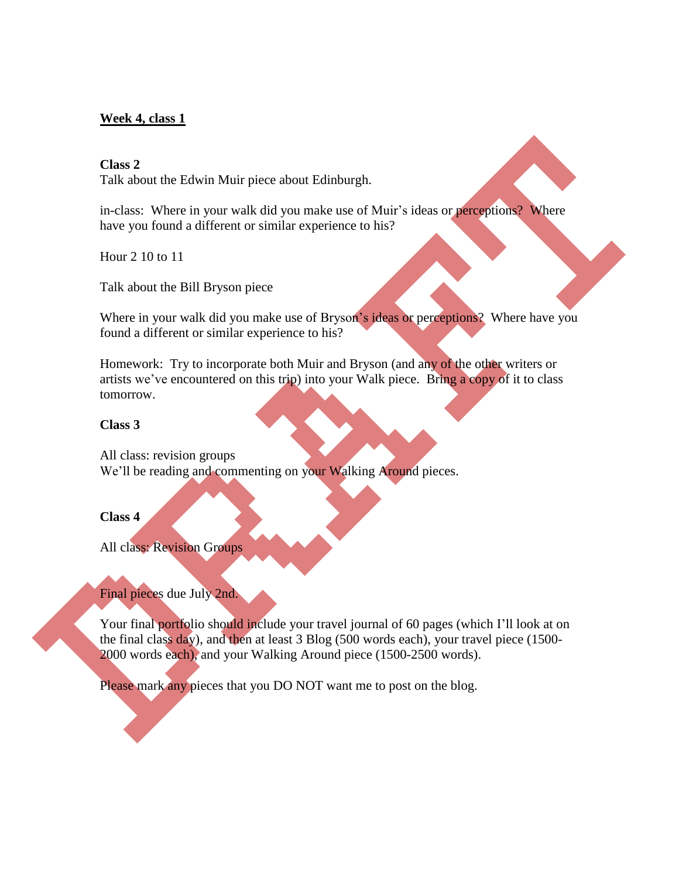**Week 4, class 1**

**Class 2**
Talk about the Edwin Muir piece about Edinburgh.

in-class: Where in your walk did you make use of Muir's ideas or perceptions? Where have you found a different or similar experience to his?

Hour 2 10 to 11

Talk about the Bill Bryson piece

Where in your walk did you make use of Bryson's ideas or perceptions? Where have you found a different or similar experience to his?

Homework: Try to incorporate both Muir and Bryson (and any of the other writers or artists we've encountered on this trip) into your Walk piece. Bring a copy of it to class tomorrow.

**Class 3**

All class: revision groups
We'll be reading and commenting on your Walking Around pieces.

**Class 4**

All class: Revision Groups

Final pieces due July 2nd.

Your final portfolio should include your travel journal of 60 pages (which I'll look at on the final class day), and then at least 3 Blog (500 words each), your travel piece (1500-2000 words each), and your Walking Around piece (1500-2500 words).

Please mark any pieces that you DO NOT want me to post on the blog.